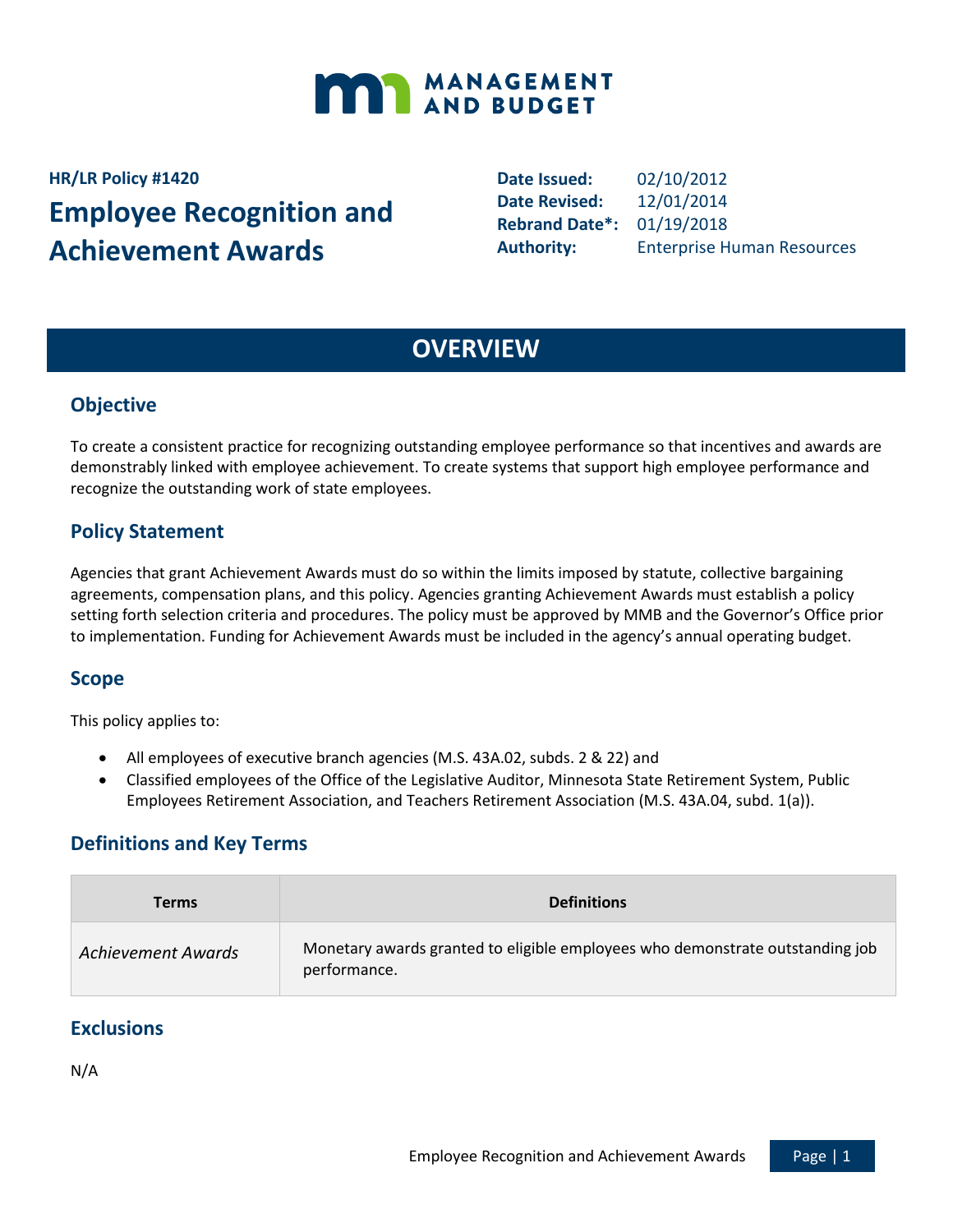MANAGEMENT AND BUDGET

**HR/LR Policy #1420**

# Employee Recognition and Achievement Awards

**Date Issued:** 02/10/2012
**Date Revised:** 12/01/2014
**Rebrand Date*:** 01/19/2018
**Authority:** Enterprise Human Resources

## OVERVIEW

### Objective

To create a consistent practice for recognizing outstanding employee performance so that incentives and awards are demonstrably linked with employee achievement. To create systems that support high employee performance and recognize the outstanding work of state employees.

### Policy Statement

Agencies that grant Achievement Awards must do so within the limits imposed by statute, collective bargaining agreements, compensation plans, and this policy. Agencies granting Achievement Awards must establish a policy setting forth selection criteria and procedures. The policy must be approved by MMB and the Governor's Office prior to implementation. Funding for Achievement Awards must be included in the agency's annual operating budget.

### Scope

This policy applies to:

- All employees of executive branch agencies (M.S. 43A.02, subds. 2 & 22) and
- Classified employees of the Office of the Legislative Auditor, Minnesota State Retirement System, Public Employees Retirement Association, and Teachers Retirement Association (M.S. 43A.04, subd. 1(a)).

### Definitions and Key Terms

| Terms | Definitions |
|---|---|
| *Achievement Awards* | Monetary awards granted to eligible employees who demonstrate outstanding job performance. |

### Exclusions

N/A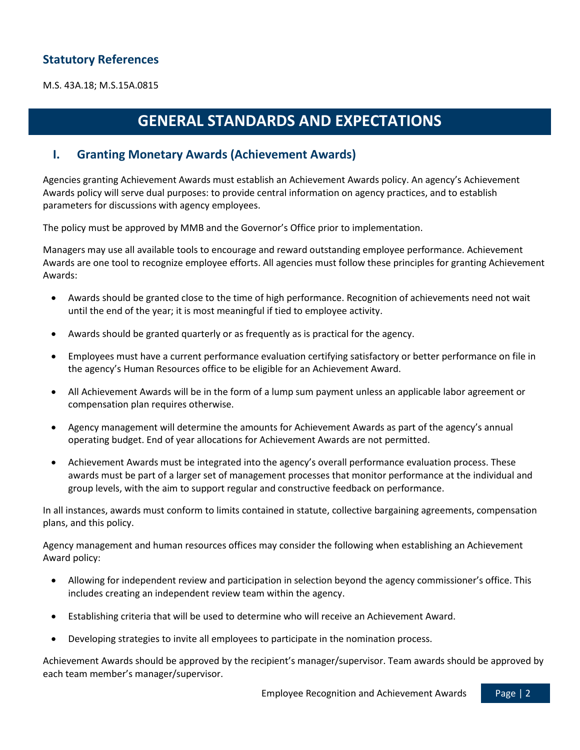## Statutory References

M.S. 43A.18; M.S.15A.0815

# GENERAL STANDARDS AND EXPECTATIONS

## I. Granting Monetary Awards (Achievement Awards)

Agencies granting Achievement Awards must establish an Achievement Awards policy. An agency's Achievement Awards policy will serve dual purposes: to provide central information on agency practices, and to establish parameters for discussions with agency employees.

The policy must be approved by MMB and the Governor's Office prior to implementation.

Managers may use all available tools to encourage and reward outstanding employee performance. Achievement Awards are one tool to recognize employee efforts. All agencies must follow these principles for granting Achievement Awards:

- Awards should be granted close to the time of high performance. Recognition of achievements need not wait until the end of the year; it is most meaningful if tied to employee activity.
- Awards should be granted quarterly or as frequently as is practical for the agency.
- Employees must have a current performance evaluation certifying satisfactory or better performance on file in the agency's Human Resources office to be eligible for an Achievement Award.
- All Achievement Awards will be in the form of a lump sum payment unless an applicable labor agreement or compensation plan requires otherwise.
- Agency management will determine the amounts for Achievement Awards as part of the agency's annual operating budget. End of year allocations for Achievement Awards are not permitted.
- Achievement Awards must be integrated into the agency's overall performance evaluation process. These awards must be part of a larger set of management processes that monitor performance at the individual and group levels, with the aim to support regular and constructive feedback on performance.

In all instances, awards must conform to limits contained in statute, collective bargaining agreements, compensation plans, and this policy.

Agency management and human resources offices may consider the following when establishing an Achievement Award policy:

- Allowing for independent review and participation in selection beyond the agency commissioner's office. This includes creating an independent review team within the agency.
- Establishing criteria that will be used to determine who will receive an Achievement Award.
- Developing strategies to invite all employees to participate in the nomination process.

Achievement Awards should be approved by the recipient's manager/supervisor. Team awards should be approved by each team member's manager/supervisor.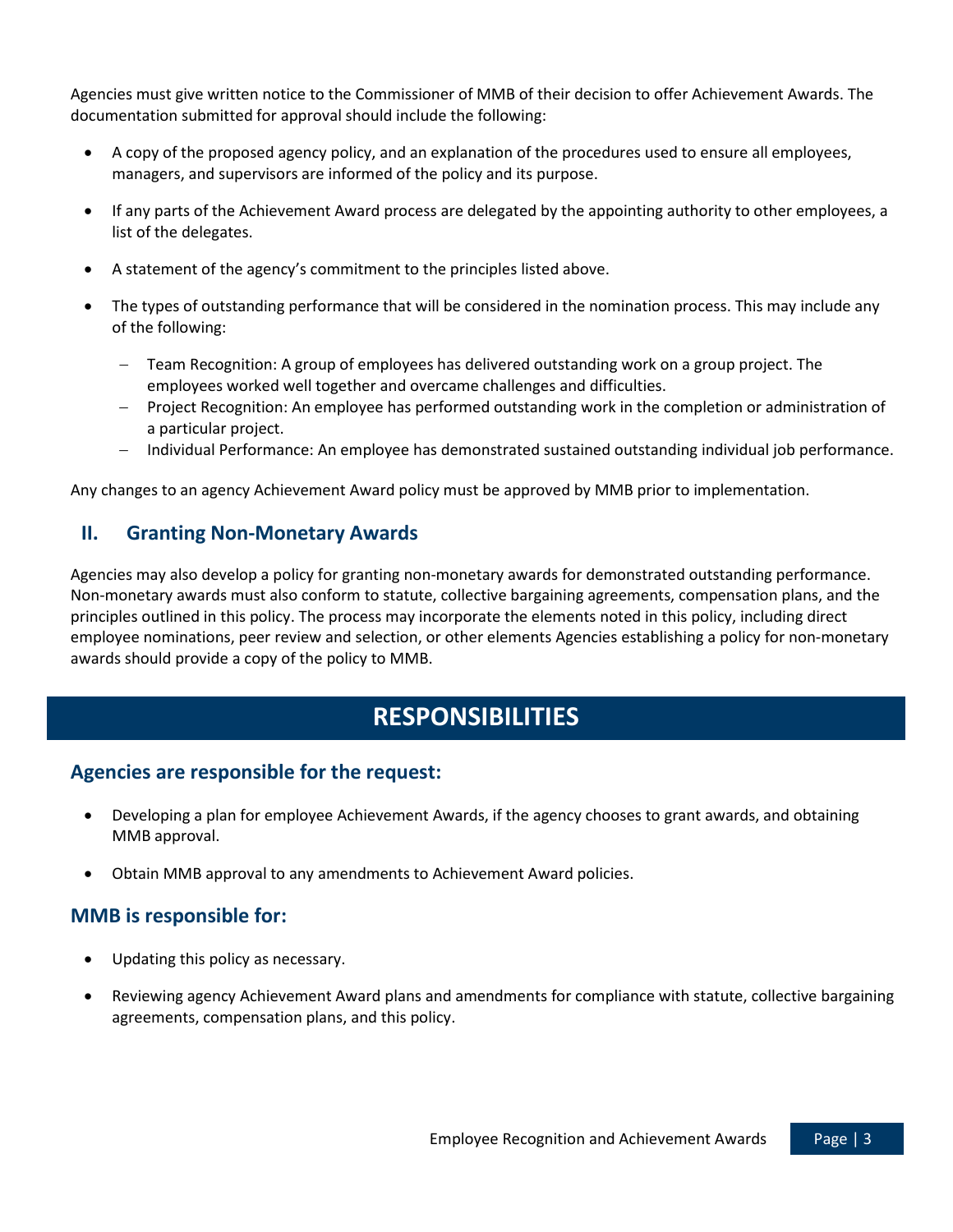Agencies must give written notice to the Commissioner of MMB of their decision to offer Achievement Awards. The documentation submitted for approval should include the following:

- A copy of the proposed agency policy, and an explanation of the procedures used to ensure all employees, managers, and supervisors are informed of the policy and its purpose.
- If any parts of the Achievement Award process are delegated by the appointing authority to other employees, a list of the delegates.
- A statement of the agency's commitment to the principles listed above.
- The types of outstanding performance that will be considered in the nomination process. This may include any of the following:
  - Team Recognition: A group of employees has delivered outstanding work on a group project. The employees worked well together and overcame challenges and difficulties.
  - Project Recognition: An employee has performed outstanding work in the completion or administration of a particular project.
  - Individual Performance: An employee has demonstrated sustained outstanding individual job performance.

Any changes to an agency Achievement Award policy must be approved by MMB prior to implementation.

## II. Granting Non-Monetary Awards

Agencies may also develop a policy for granting non-monetary awards for demonstrated outstanding performance. Non-monetary awards must also conform to statute, collective bargaining agreements, compensation plans, and the principles outlined in this policy. The process may incorporate the elements noted in this policy, including direct employee nominations, peer review and selection, or other elements Agencies establishing a policy for non-monetary awards should provide a copy of the policy to MMB.

# RESPONSIBILITIES

### Agencies are responsible for the request:

- Developing a plan for employee Achievement Awards, if the agency chooses to grant awards, and obtaining MMB approval.
- Obtain MMB approval to any amendments to Achievement Award policies.

### MMB is responsible for:

- Updating this policy as necessary.
- Reviewing agency Achievement Award plans and amendments for compliance with statute, collective bargaining agreements, compensation plans, and this policy.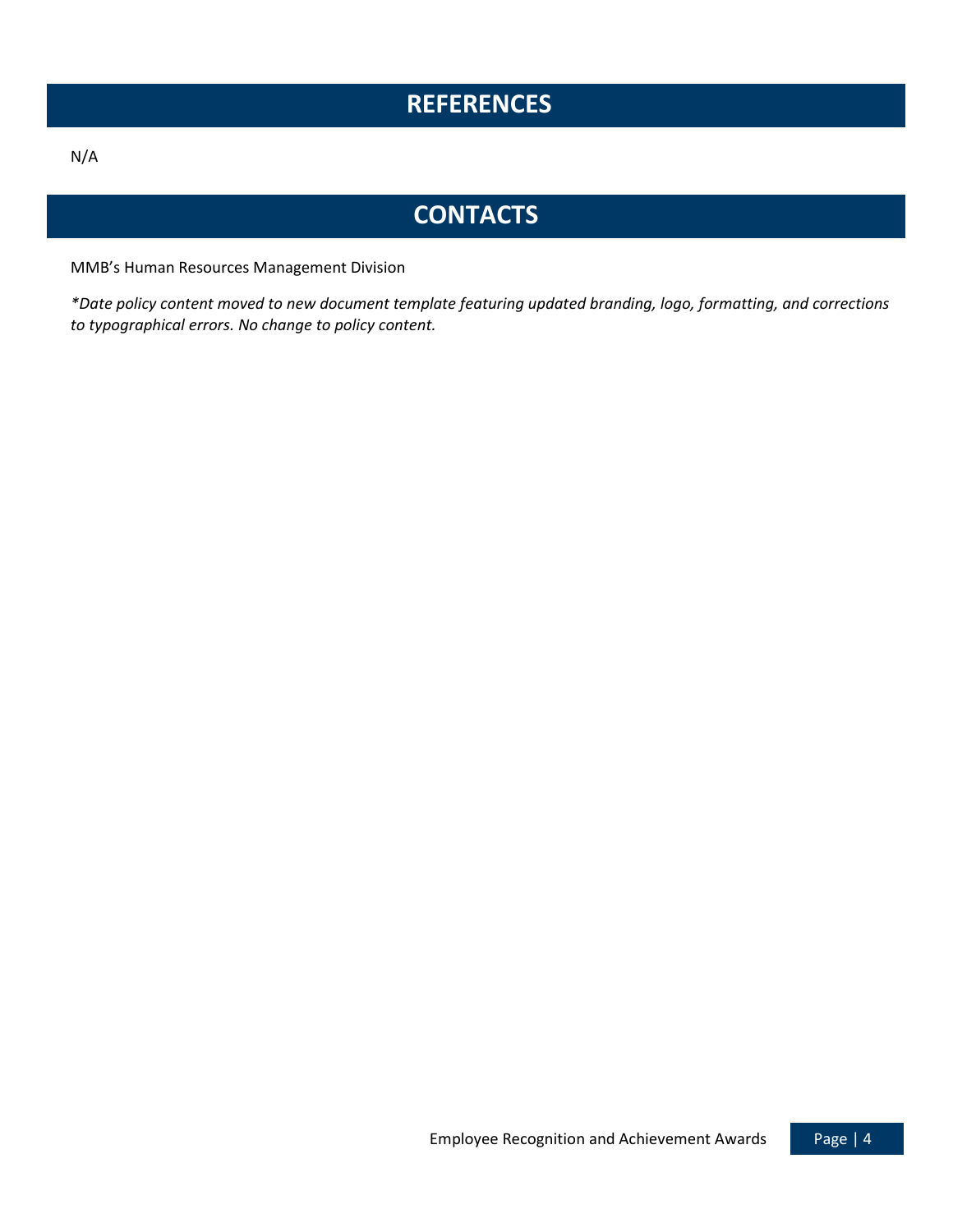## REFERENCES

N/A

## CONTACTS

MMB's Human Resources Management Division

*\*Date policy content moved to new document template featuring updated branding, logo, formatting, and corrections to typographical errors. No change to policy content.*